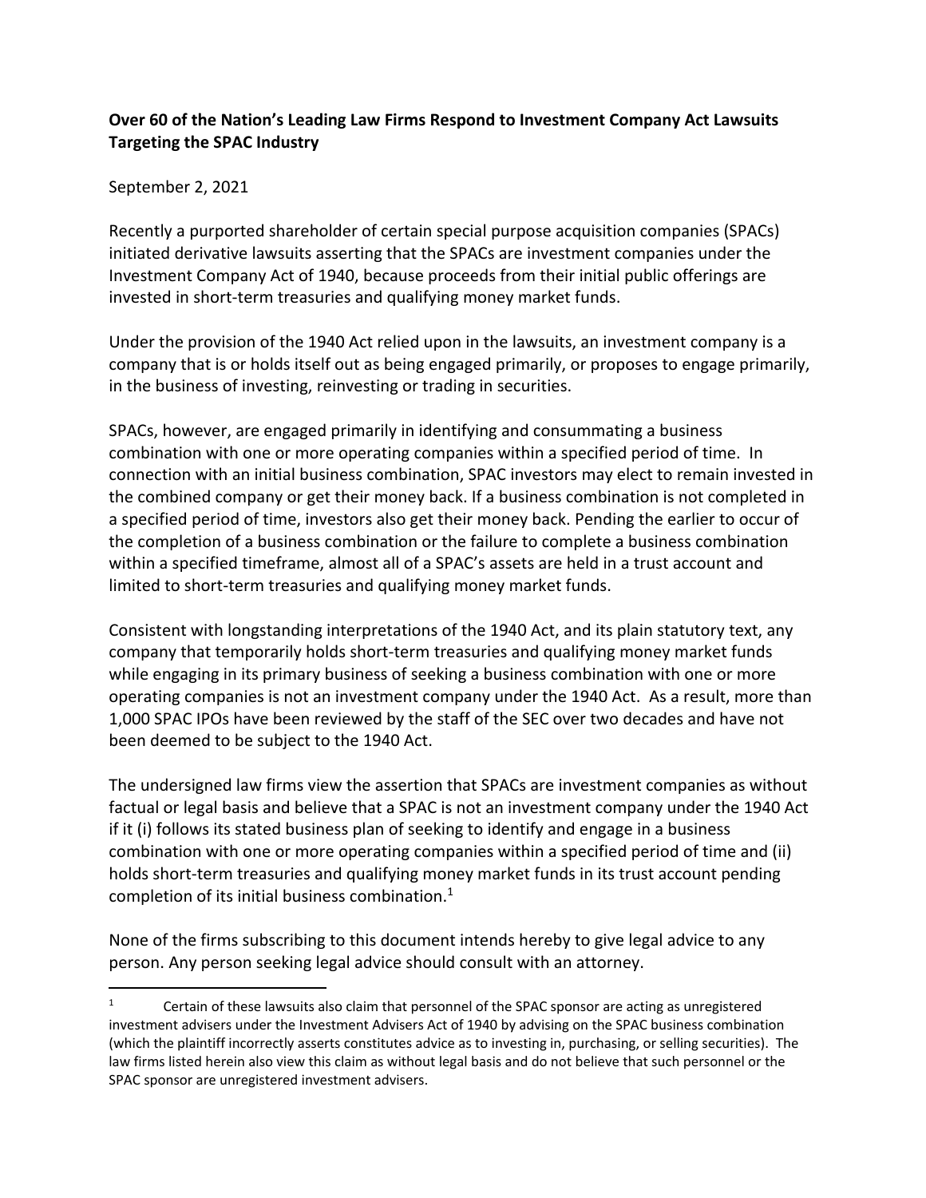**Over 60 of the Nation's Leading Law Firms Respond to Investment Company Act Lawsuits Targeting the SPAC Industry**

September 2, 2021

Recently a purported shareholder of certain special purpose acquisition companies (SPACs) initiated derivative lawsuits asserting that the SPACs are investment companies under the Investment Company Act of 1940, because proceeds from their initial public offerings are invested in short-term treasuries and qualifying money market funds.

Under the provision of the 1940 Act relied upon in the lawsuits, an investment company is a company that is or holds itself out as being engaged primarily, or proposes to engage primarily, in the business of investing, reinvesting or trading in securities.

SPACs, however, are engaged primarily in identifying and consummating a business combination with one or more operating companies within a specified period of time. In connection with an initial business combination, SPAC investors may elect to remain invested in the combined company or get their money back. If a business combination is not completed in a specified period of time, investors also get their money back. Pending the earlier to occur of the completion of a business combination or the failure to complete a business combination within a specified timeframe, almost all of a SPAC's assets are held in a trust account and limited to short-term treasuries and qualifying money market funds.

Consistent with longstanding interpretations of the 1940 Act, and its plain statutory text, any company that temporarily holds short-term treasuries and qualifying money market funds while engaging in its primary business of seeking a business combination with one or more operating companies is not an investment company under the 1940 Act. As a result, more than 1,000 SPAC IPOs have been reviewed by the staff of the SEC over two decades and have not been deemed to be subject to the 1940 Act.

The undersigned law firms view the assertion that SPACs are investment companies as without factual or legal basis and believe that a SPAC is not an investment company under the 1940 Act if it (i) follows its stated business plan of seeking to identify and engage in a business combination with one or more operating companies within a specified period of time and (ii) holds short-term treasuries and qualifying money market funds in its trust account pending completion of its initial business combination.[1]

None of the firms subscribing to this document intends hereby to give legal advice to any person. Any person seeking legal advice should consult with an attorney.

---

[1] Certain of these lawsuits also claim that personnel of the SPAC sponsor are acting as unregistered investment advisers under the Investment Advisers Act of 1940 by advising on the SPAC business combination (which the plaintiff incorrectly asserts constitutes advice as to investing in, purchasing, or selling securities). The law firms listed herein also view this claim as without legal basis and do not believe that such personnel or the SPAC sponsor are unregistered investment advisers.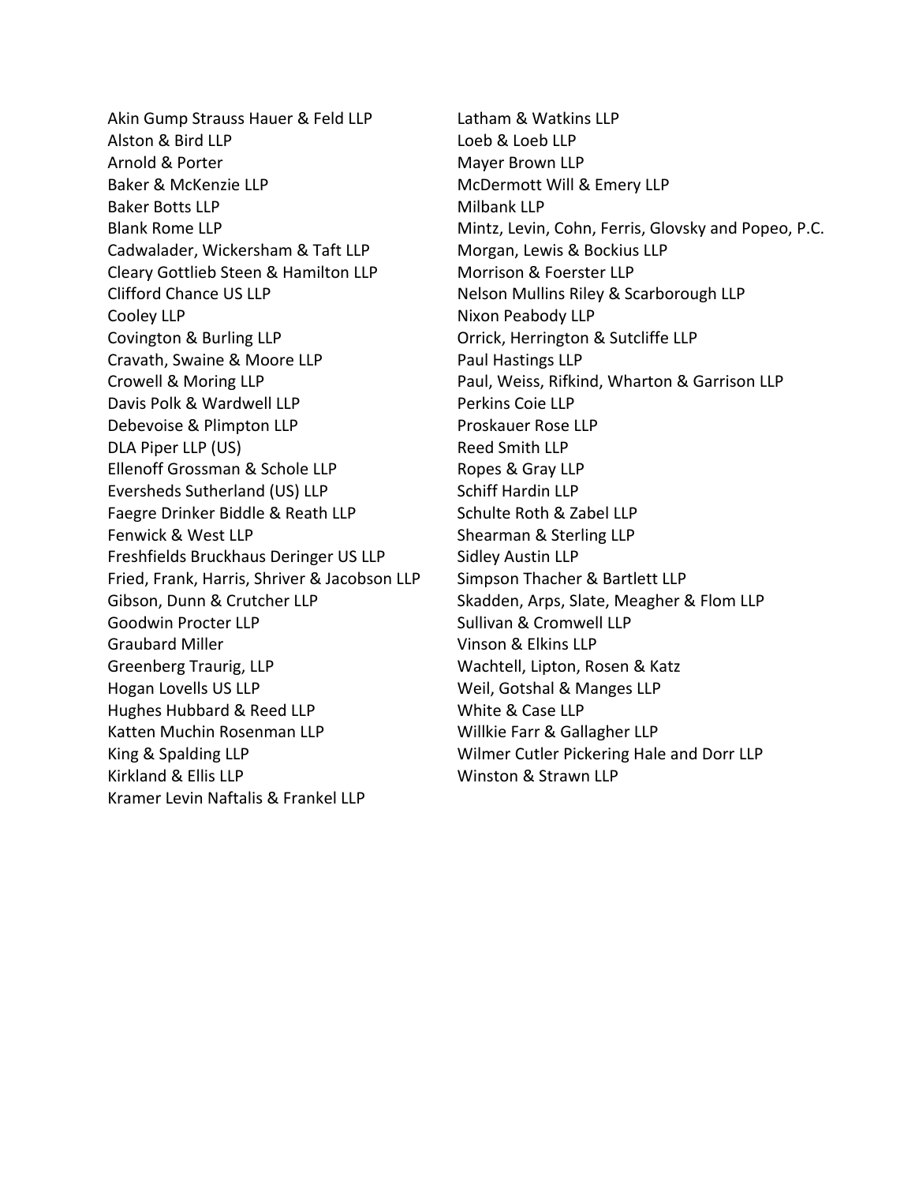Akin Gump Strauss Hauer & Feld LLP
Alston & Bird LLP
Arnold & Porter
Baker & McKenzie LLP
Baker Botts LLP
Blank Rome LLP
Cadwalader, Wickersham & Taft LLP
Cleary Gottlieb Steen & Hamilton LLP
Clifford Chance US LLP
Cooley LLP
Covington & Burling LLP
Cravath, Swaine & Moore LLP
Crowell & Moring LLP
Davis Polk & Wardwell LLP
Debevoise & Plimpton LLP
DLA Piper LLP (US)
Ellenoff Grossman & Schole LLP
Eversheds Sutherland (US) LLP
Faegre Drinker Biddle & Reath LLP
Fenwick & West LLP
Freshfields Bruckhaus Deringer US LLP
Fried, Frank, Harris, Shriver & Jacobson LLP
Gibson, Dunn & Crutcher LLP
Goodwin Procter LLP
Graubard Miller
Greenberg Traurig, LLP
Hogan Lovells US LLP
Hughes Hubbard & Reed LLP
Katten Muchin Rosenman LLP
King & Spalding LLP
Kirkland & Ellis LLP
Kramer Levin Naftalis & Frankel LLP
Latham & Watkins LLP
Loeb & Loeb LLP
Mayer Brown LLP
McDermott Will & Emery LLP
Milbank LLP
Mintz, Levin, Cohn, Ferris, Glovsky and Popeo, P.C.
Morgan, Lewis & Bockius LLP
Morrison & Foerster LLP
Nelson Mullins Riley & Scarborough LLP
Nixon Peabody LLP
Orrick, Herrington & Sutcliffe LLP
Paul Hastings LLP
Paul, Weiss, Rifkind, Wharton & Garrison LLP
Perkins Coie LLP
Proskauer Rose LLP
Reed Smith LLP
Ropes & Gray LLP
Schiff Hardin LLP
Schulte Roth & Zabel LLP
Shearman & Sterling LLP
Sidley Austin LLP
Simpson Thacher & Bartlett LLP
Skadden, Arps, Slate, Meagher & Flom LLP
Sullivan & Cromwell LLP
Vinson & Elkins LLP
Wachtell, Lipton, Rosen & Katz
Weil, Gotshal & Manges LLP
White & Case LLP
Willkie Farr & Gallagher LLP
Wilmer Cutler Pickering Hale and Dorr LLP
Winston & Strawn LLP